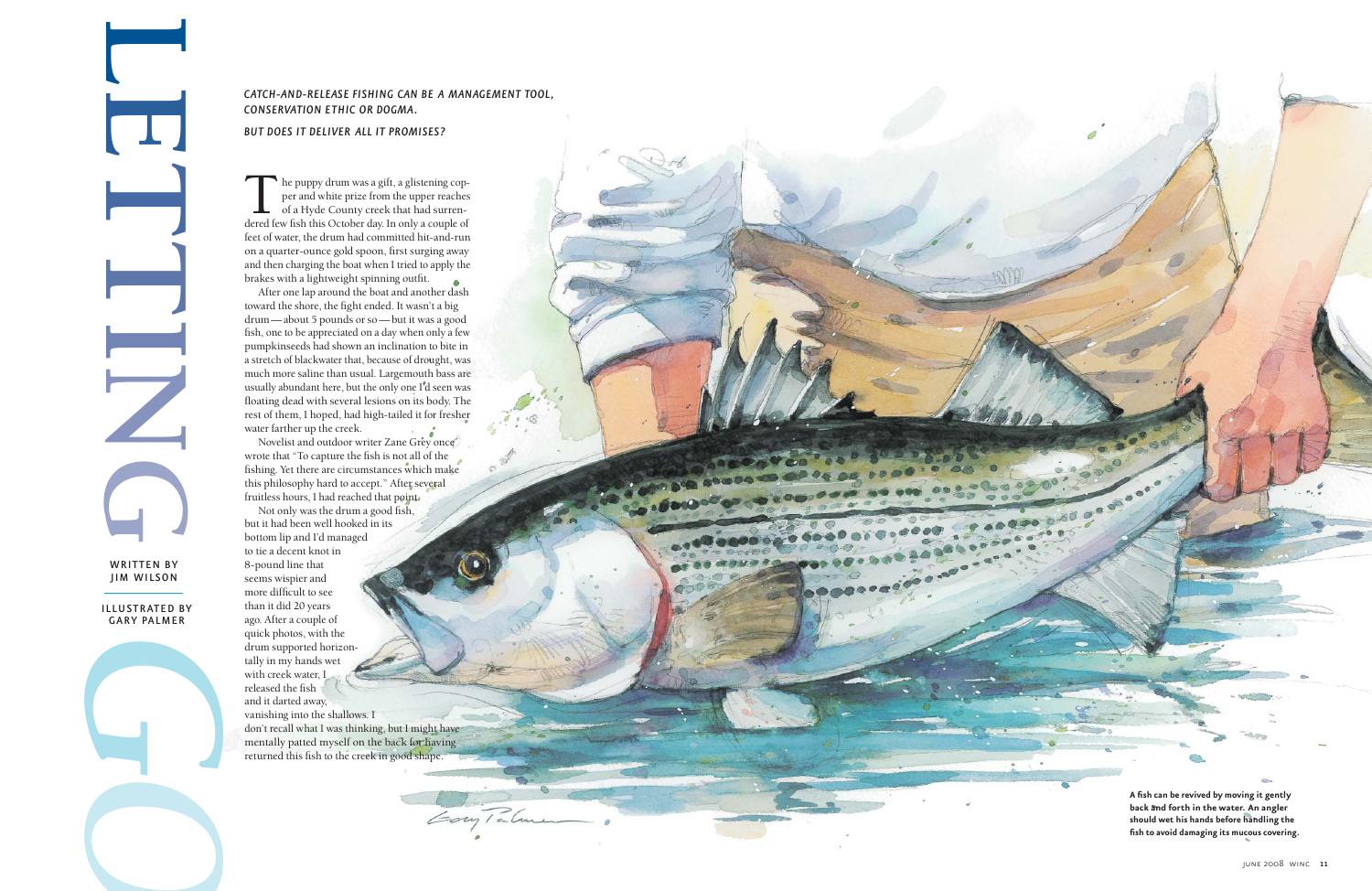# LETTING GO

WRITTEN BY JIM WILSON

ILLUSTRATED BY GARY PALMER

*CATCH-AND-RELEASE FISHING CAN BE A MANAGEMENT TOOL, CONSERVATION ETHIC OR DOGMA.*

*BUT DOES IT DELIVER ALL IT PROMISES?*

The puppy drum was a gift, a glistening copper and white prize from the upper reaches of a Hyde County creek that had surrendered few fish this October day. In only a couple of feet of water, the drum had committed hit-and-run on a quarter-ounce gold spoon, first surging away and then charging the boat when I tried to apply the brakes with a lightweight spinning outfit.

After one lap around the boat and another dash toward the shore, the fight ended. It wasn't a big drum—about 5 pounds or so—but it was a good fish, one to be appreciated on a day when only a few pumpkinseeds had shown an inclination to bite in a stretch of blackwater that, because of drought, was much more saline than usual. Largemouth bass are usually abundant here, but the only one I'd seen was floating dead with several lesions on its body. The rest of them, I hoped, had high-tailed it for fresher water farther up the creek.

Novelist and outdoor writer Zane Grey once wrote that "To capture the fish is not all of the fishing. Yet there are circumstances which make this philosophy hard to accept." After several fruitless hours, I had reached that point.

Not only was the drum a good fish, but it had been well hooked in its bottom lip and I'd managed to tie a decent knot in 8-pound line that seems wispier and more difficult to see than it did 20 years ago. After a couple of quick photos, with the drum supported horizontally in my hands wet with creek water, I released the fish and it darted away, vanishing into the shallows. I don't recall what I was thinking, but I might have mentally patted myself on the back for having returned this fish to the creek in good shape.

**A fish can be revived by moving it gently back and forth in the water. An angler should wet his hands before handling the fish to avoid damaging its mucous covering.**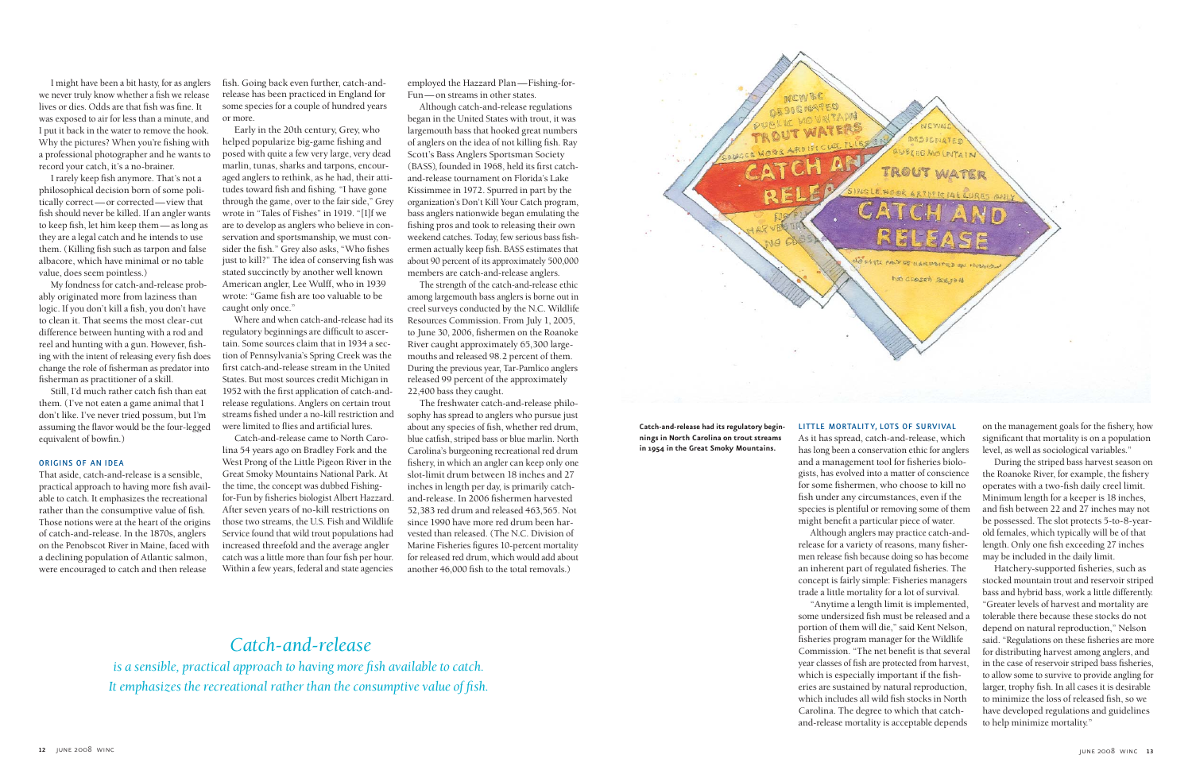I might have been a bit hasty, for as anglers we never truly know whether a fish we release lives or dies. Odds are that fish was fine. It was exposed to air for less than a minute, and I put it back in the water to remove the hook. Why the pictures? When you're fishing with a professional photographer and he wants to record your catch, it's a no-brainer.

I rarely keep fish anymore. That's not a philosophical decision born of some politically correct — or corrected — view that fish should never be killed. If an angler wants to keep fish, let him keep them — as long as they are a legal catch and he intends to use them. (Killing fish such as tarpon and false albacore, which have minimal or no table value, does seem pointless.)

My fondness for catch-and-release probably originated more from laziness than logic. If you don't kill a fish, you don't have to clean it. That seems the most clear-cut difference between hunting with a rod and reel and hunting with a gun. However, fishing with the intent of releasing every fish does change the role of fisherman as predator into fisherman as practitioner of a skill.

Still, I'd much rather catch fish than eat them. (I've not eaten a game animal that I don't like. I've never tried possum, but I'm assuming the flavor would be the four-legged equivalent of bowfin.)

## Origins of an Idea

That aside, catch-and-release is a sensible, practical approach to having more fish available to catch. It emphasizes the recreational rather than the consumptive value of fish. Those notions were at the heart of the origins of catch-and-release. In the 1870s, anglers on the Penobscot River in Maine, faced with a declining population of Atlantic salmon, were encouraged to catch and then release fish. Going back even further, catch-and-release has been practiced in England for some species for a couple of hundred years or more.

Early in the 20th century, Grey, who helped popularize big-game fishing and posed with quite a few very large, very dead marlin, tunas, sharks and tarpons, encouraged anglers to rethink, as he had, their attitudes toward fish and fishing. "I have gone through the game, over to the fair side," Grey wrote in "Tales of Fishes" in 1919. "[I]f we are to develop as anglers who believe in conservation and sportsmanship, we must consider the fish." Grey also asks, "Who fishes just to kill?" The idea of conserving fish was stated succinctly by another well known American angler, Lee Wulff, who in 1939 wrote: "Game fish are too valuable to be caught only once."

Where and when catch-and-release had its regulatory beginnings are difficult to ascertain. Some sources claim that in 1934 a section of Pennsylvania's Spring Creek was the first catch-and-release stream in the United States. But most sources credit Michigan in 1952 with the first application of catch-and-release regulations. Anglers on certain trout streams fished under a no-kill restriction and were limited to flies and artificial lures.

Catch-and-release came to North Carolina 54 years ago on Bradley Fork and the West Prong of the Little Pigeon River in the Great Smoky Mountains National Park. At the time, the concept was dubbed Fishing-for-Fun by fisheries biologist Albert Hazzard. After seven years of no-kill restrictions on those two streams, the U.S. Fish and Wildlife Service found that wild trout populations had increased threefold and the average angler catch was a little more than four fish per hour. Within a few years, federal and state agencies employed the Hazzard Plan — Fishing-for-Fun — on streams in other states.

Although catch-and-release regulations began in the United States with trout, it was largemouth bass that hooked great numbers of anglers on the idea of not killing fish. Ray Scott's Bass Anglers Sportsman Society (BASS), founded in 1968, held its first catch-and-release tournament on Florida's Lake Kissimmee in 1972. Spurred in part by the organization's Don't Kill Your Catch program, bass anglers nationwide began emulating the fishing pros and took to releasing their own weekend catches. Today, few serious bass fishermen actually keep fish. BASS estimates that about 90 percent of its approximately 500,000 members are catch-and-release anglers.

The strength of the catch-and-release ethic among largemouth bass anglers is borne out in creel surveys conducted by the N.C. Wildlife Resources Commission. From July 1, 2005, to June 30, 2006, fishermen on the Roanoke River caught approximately 65,300 largemouths and released 98.2 percent of them. During the previous year, Tar-Pamlico anglers released 99 percent of the approximately 22,400 bass they caught.

The freshwater catch-and-release philosophy has spread to anglers who pursue just about any species of fish, whether red drum, blue catfish, striped bass or blue marlin. North Carolina's burgeoning recreational red drum fishery, in which an angler can keep only one slot-limit drum between 18 inches and 27 inches in length per day, is primarily catch-and-release. In 2006 fishermen harvested 52,383 red drum and released 463,565. Not since 1990 have more red drum been harvested than released. (The N.C. Division of Marine Fisheries figures 10-percent mortality for released red drum, which would add about another 46,000 fish to the total removals.)

*Catch-and-release*

*is a sensible, practical approach to having more fish available to catch. It emphasizes the recreational rather than the consumptive value of fish.*

**Catch-and-release had its regulatory beginnings in North Carolina on trout streams in 1954 in the Great Smoky Mountains.**

## Little Mortality, Lots of Survival

As it has spread, catch-and-release, which has long been a conservation ethic for anglers and a management tool for fisheries biologists, has evolved into a matter of conscience for some fishermen, who choose to kill no fish under any circumstances, even if the species is plentiful or removing some of them might benefit a particular piece of water.

Although anglers may practice catch-and-release for a variety of reasons, many fishermen release fish because doing so has become an inherent part of regulated fisheries. The concept is fairly simple: Fisheries managers trade a little mortality for a lot of survival.

"Anytime a length limit is implemented, some undersized fish must be released and a portion of them will die," said Kent Nelson, fisheries program manager for the Wildlife Commission. "The net benefit is that several year classes of fish are protected from harvest, which is especially important if the fisheries are sustained by natural reproduction, which includes all wild fish stocks in North Carolina. The degree to which that catch-and-release mortality is acceptable depends on the management goals for the fishery, how significant that mortality is on a population level, as well as sociological variables."

During the striped bass harvest season on the Roanoke River, for example, the fishery operates with a two-fish daily creel limit. Minimum length for a keeper is 18 inches, and fish between 22 and 27 inches may not be possessed. The slot protects 5-to-8-year-old females, which typically will be of that length. Only one fish exceeding 27 inches may be included in the daily limit.

Hatchery-supported fisheries, such as stocked mountain trout and reservoir striped bass and hybrid bass, work a little differently. "Greater levels of harvest and mortality are tolerable there because these stocks do not depend on natural reproduction," Nelson said. "Regulations on these fisheries are more for distributing harvest among anglers, and in the case of reservoir striped bass fisheries, to allow some to survive to provide angling for larger, trophy fish. In all cases it is desirable to minimize the loss of released fish, so we have developed regulations and guidelines to help minimize mortality."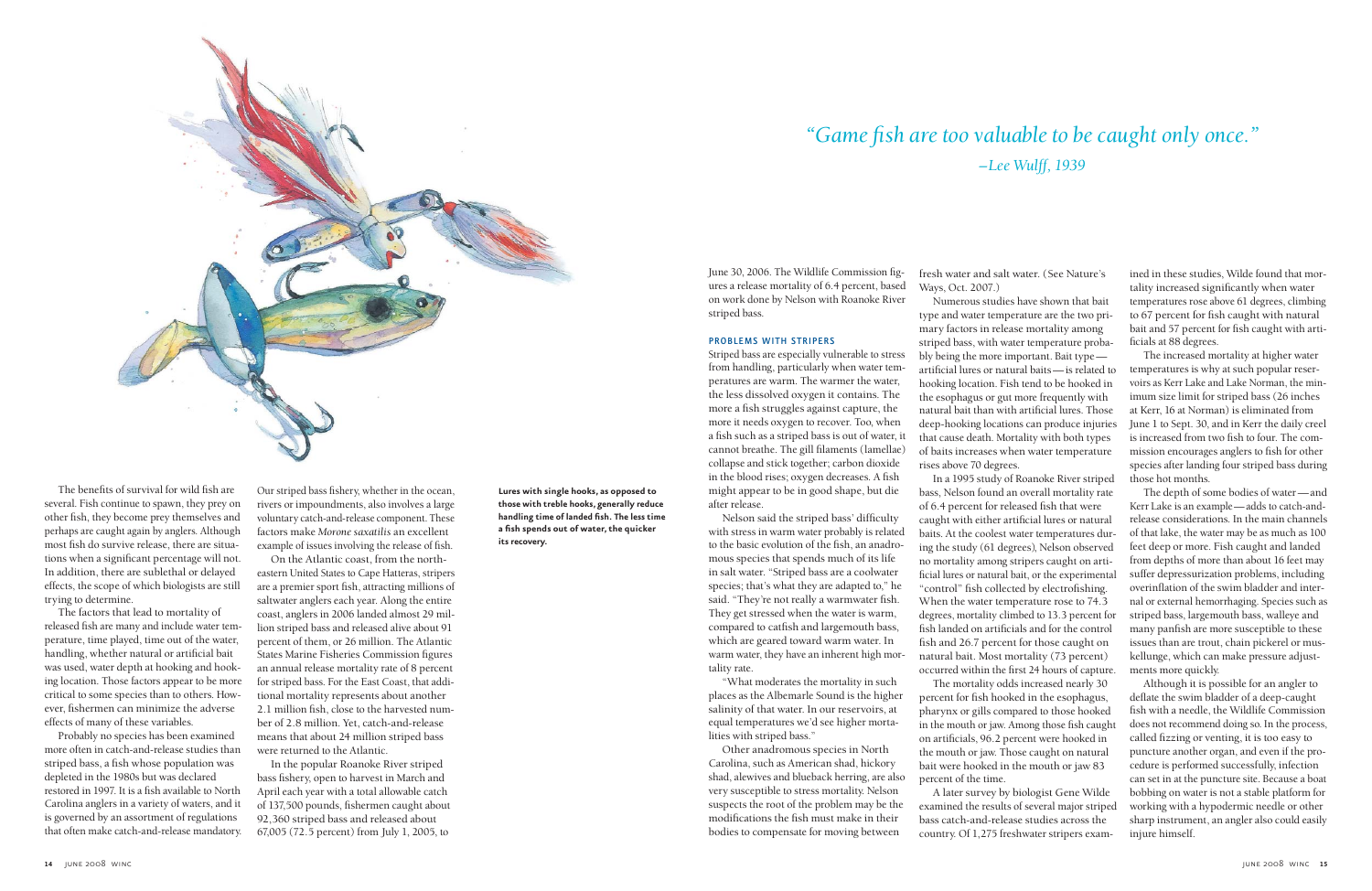The benefits of survival for wild fish are several. Fish continue to spawn, they prey on other fish, they become prey themselves and perhaps are caught again by anglers. Although most fish do survive release, there are situations when a significant percentage will not. In addition, there are sublethal or delayed effects, the scope of which biologists are still trying to determine.

The factors that lead to mortality of released fish are many and include water temperature, time played, time out of the water, handling, whether natural or artificial bait was used, water depth at hooking and hooking location. Those factors appear to be more critical to some species than to others. However, fishermen can minimize the adverse effects of many of these variables.

Probably no species has been examined more often in catch-and-release studies than striped bass, a fish whose population was depleted in the 1980s but was declared restored in 1997. It is a fish available to North Carolina anglers in a variety of waters, and it is governed by an assortment of regulations that often make catch-and-release mandatory. Our striped bass fishery, whether in the ocean, rivers or impoundments, also involves a large voluntary catch-and-release component. These factors make *Morone saxatilis* an excellent example of issues involving the release of fish.

On the Atlantic coast, from the northeastern United States to Cape Hatteras, stripers are a premier sport fish, attracting millions of saltwater anglers each year. Along the entire coast, anglers in 2006 landed almost 29 million striped bass and released alive about 91 percent of them, or 26 million. The Atlantic States Marine Fisheries Commission figures an annual release mortality rate of 8 percent for striped bass. For the East Coast, that additional mortality represents about another 2.1 million fish, close to the harvested number of 2.8 million. Yet, catch-and-release means that about 24 million striped bass were returned to the Atlantic.

In the popular Roanoke River striped bass fishery, open to harvest in March and April each year with a total allowable catch of 137,500 pounds, fishermen caught about 92,360 striped bass and released about 67,005 (72.5 percent) from July 1, 2005, to June 30, 2006. The Wildlife Commission figures a release mortality of 6.4 percent, based on work done by Nelson with Roanoke River striped bass.

**Lures with single hooks, as opposed to those with treble hooks, generally reduce handling time of landed fish. The less time a fish spends out of water, the quicker its recovery.**

*"Game fish are too valuable to be caught only once."*
*—Lee Wulff, 1939*

### PROBLEMS WITH STRIPERS

Striped bass are especially vulnerable to stress from handling, particularly when water temperatures are warm. The warmer the water, the less dissolved oxygen it contains. The more a fish struggles against capture, the more it needs oxygen to recover. Too, when a fish such as a striped bass is out of water, it cannot breathe. The gill filaments (lamellae) collapse and stick together; carbon dioxide in the blood rises; oxygen decreases. A fish might appear to be in good shape, but die after release.

Nelson said the striped bass' difficulty with stress in warm water probably is related to the basic evolution of the fish, an anadromous species that spends much of its life in salt water. "Striped bass are a coolwater species; that's what they are adapted to," he said. "They're not really a warmwater fish. They get stressed when the water is warm, compared to catfish and largemouth bass, which are geared toward warm water. In warm water, they have an inherent high mortality rate.

"What moderates the mortality in such places as the Albemarle Sound is the higher salinity of that water. In our reservoirs, at equal temperatures we'd see higher mortalities with striped bass."

Other anadromous species in North Carolina, such as American shad, hickory shad, alewives and blueback herring, are also very susceptible to stress mortality. Nelson suspects the root of the problem may be the modifications the fish must make in their bodies to compensate for moving between fresh water and salt water. (See Nature's Ways, Oct. 2007.)

Numerous studies have shown that bait type and water temperature are the two primary factors in release mortality among striped bass, with water temperature probably being the more important. Bait type—artificial lures or natural baits—is related to hooking location. Fish tend to be hooked in the esophagus or gut more frequently with natural bait than with artificial lures. Those deep-hooking locations can produce injuries that cause death. Mortality with both types of baits increases when water temperature rises above 70 degrees.

In a 1995 study of Roanoke River striped bass, Nelson found an overall mortality rate of 6.4 percent for released fish that were caught with either artificial lures or natural baits. At the coolest water temperatures during the study (61 degrees), Nelson observed no mortality among stripers caught on artificial lures or natural bait, or the experimental "control" fish collected by electrofishing. When the water temperature rose to 74.3 degrees, mortality climbed to 13.3 percent for fish landed on artificials and for the control fish and 26.7 percent for those caught on natural bait. Most mortality (73 percent) occurred within the first 24 hours of capture.

The mortality odds increased nearly 30 percent for fish hooked in the esophagus, pharynx or gills compared to those hooked in the mouth or jaw. Among those fish caught on artificials, 96.2 percent were hooked in the mouth or jaw. Those caught on natural bait were hooked in the mouth or jaw 83 percent of the time.

A later survey by biologist Gene Wilde examined the results of several major striped bass catch-and-release studies across the country. Of 1,275 freshwater stripers examined in these studies, Wilde found that mortality increased significantly when water temperatures rose above 61 degrees, climbing to 67 percent for fish caught with natural bait and 57 percent for fish caught with artificials at 88 degrees.

The increased mortality at higher water temperatures is why at such popular reservoirs as Kerr Lake and Lake Norman, the minimum size limit for striped bass (26 inches at Kerr, 16 at Norman) is eliminated from June 1 to Sept. 30, and in Kerr the daily creel is increased from two fish to four. The commission encourages anglers to fish for other species after landing four striped bass during those hot months.

The depth of some bodies of water—and Kerr Lake is an example—adds to catch-and-release considerations. In the main channels of that lake, the water may be as much as 100 feet deep or more. Fish caught and landed from depths of more than about 16 feet may suffer depressurization problems, including overinflation of the swim bladder and internal or external hemorrhaging. Species such as striped bass, largemouth bass, walleye and many panfish are more susceptible to these issues than are trout, chain pickerel or muskellunge, which can make pressure adjustments more quickly.

Although it is possible for an angler to deflate the swim bladder of a deep-caught fish with a needle, the Wildlife Commission does not recommend doing so. In the process, called fizzing or venting, it is too easy to puncture another organ, and even if the procedure is performed successfully, infection can set in at the puncture site. Because a boat bobbing on water is not a stable platform for working with a hypodermic needle or other sharp instrument, an angler also could easily injure himself.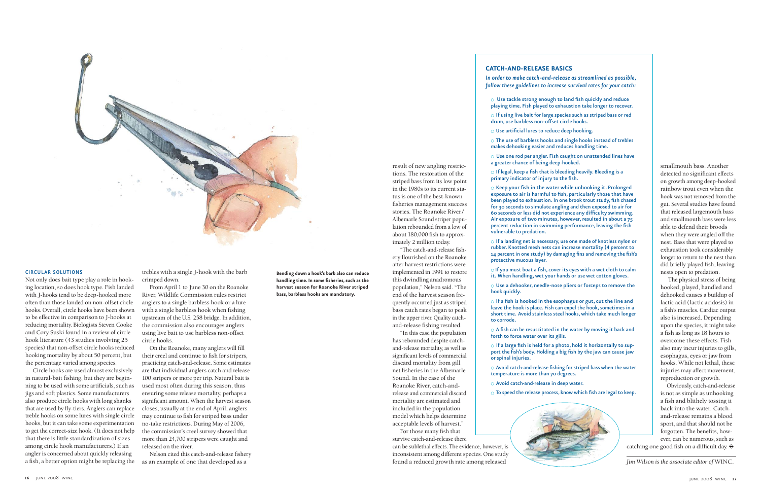## CIRCULAR SOLUTIONS

Not only does bait type play a role in hooking location, so does hook type. Fish landed with J-hooks tend to be deep-hooked more often than those landed on non-offset circle hooks. Overall, circle hooks have been shown to be effective in comparison to J-hooks at reducing mortality. Biologists Steven Cooke and Cory Suski found in a review of circle hook literature (43 studies involving 25 species) that non-offset circle hooks reduced hooking mortality by about 50 percent, but the percentage varied among species.

Circle hooks are used almost exclusively in natural-bait fishing, but they are beginning to be used with some artificials, such as jigs and soft plastics. Some manufacturers also produce circle hooks with long shanks that are used by fly-tiers. Anglers can replace treble hooks on some lures with single circle hooks, but it can take some experimentation to get the correct-size hook. (It does not help that there is little standardization of sizes among circle hook manufacturers.) If an angler is concerned about quickly releasing a fish, a better option might be replacing the trebles with a single J-hook with the barb crimped down.

From April 1 to June 30 on the Roanoke River, Wildlife Commission rules restrict anglers to a single barbless hook or a lure with a single barbless hook when fishing upstream of the U.S. 258 bridge. In addition, the commission also encourages anglers using live bait to use barbless non-offset circle hooks.

On the Roanoke, many anglers will fill their creel and continue to fish for stripers, practicing catch-and-release. Some estimates are that individual anglers catch and release 100 stripers or more per trip. Natural bait is used most often during this season, thus ensuring some release mortality, perhaps a significant amount. When the harvest season closes, usually at the end of April, anglers may continue to fish for striped bass under no-take restrictions. During May of 2006, the commission's creel survey showed that more than 24,700 stripers were caught and released on the river.

Nelson cited this catch-and-release fishery as an example of one that developed as a result of new angling restrictions. The restoration of the striped bass from its low point in the 1980s to its current status is one of the best-known fisheries management success stories. The Roanoke River/Albemarle Sound striper population rebounded from a low of about 180,000 fish to approximately 2 million today.

"The catch-and-release fishery flourished on the Roanoke after harvest restrictions were implemented in 1991 to restore this dwindling anadromous population," Nelson said. "The end of the harvest season frequently occurred just as striped bass catch rates began to peak in the upper river. Quality catch-and-release fishing resulted.

"In this case the population has rebounded despite catch-and-release mortality, as well as significant levels of commercial discard mortality from gill net fisheries in the Albemarle Sound. In the case of the Roanoke River, catch-and-release and commercial discard mortality are estimated and included in the population model which helps determine acceptable levels of harvest."

For those many fish that survive catch-and-release there can be sublethal effects. The evidence, however, is inconsistent among different species. One study found a reduced growth rate among released smallmouth bass. Another detected no significant effects on growth among deep-hooked rainbow trout even when the hook was not removed from the gut. Several studies have found that released largemouth bass and smallmouth bass were less able to defend their broods when they were angled off the nest. Bass that were played to exhaustion took considerably longer to return to the nest than did briefly played fish, leaving nests open to predation.

The physical stress of being hooked, played, handled and dehooked causes a buildup of lactic acid (lactic acidosis) in a fish's muscles. Cardiac output also is increased. Depending upon the species, it might take a fish as long as 18 hours to overcome these effects. Fish also may incur injuries to gills, esophagus, eyes or jaw from hooks. While not lethal, these injuries may affect movement, reproduction or growth.

Obviously, catch-and-release is not as simple as unhooking a fish and blithely tossing it back into the water. Catch-and-release remains a blood sport, and that should not be forgotten. The benefits, however, can be numerous, such as catching one good fish on a difficult day.

*Jim Wilson is the associate editor of* WINC.

**Bending down a hook's barb also can reduce handling time. In some fisheries, such as the harvest season for Roanoke River striped bass, barbless hooks are mandatory.**

### CATCH-AND-RELEASE BASICS

*In order to make catch-and-release as streamlined as possible, follow these guidelines to increase survival rates for your catch:*

- Use tackle strong enough to land fish quickly and reduce playing time. Fish played to exhaustion take longer to recover.
- If using live bait for large species such as striped bass or red drum, use barbless non-offset circle hooks.
- Use artificial lures to reduce deep hooking.
- The use of barbless hooks and single hooks instead of trebles makes dehooking easier and reduces handling time.
- Use one rod per angler. Fish caught on unattended lines have a greater chance of being deep-hooked.
- If legal, keep a fish that is bleeding heavily. Bleeding is a primary indicator of injury to the fish.
- Keep your fish in the water while unhooking it. Prolonged exposure to air is harmful to fish, particularly those that have been played to exhaustion. In one brook trout study, fish chased for 30 seconds to simulate angling and then exposed to air for 60 seconds or less did not experience any difficulty swimming. Air exposure of two minutes, however, resulted in about a 75 percent reduction in swimming performance, leaving the fish vulnerable to predation.
- If a landing net is necessary, use one made of knotless nylon or rubber. Knotted mesh nets can increase mortality (4 percent to 14 percent in one study) by damaging fins and removing the fish's protective mucous layer.
- If you must boat a fish, cover its eyes with a wet cloth to calm it. When handling, wet your hands or use wet cotton gloves.
- Use a dehooker, needle-nose pliers or forceps to remove the hook quickly.
- If a fish is hooked in the esophagus or gut, cut the line and leave the hook is place. Fish can expel the hook, sometimes in a short time. Avoid stainless steel hooks, which take much longer to corrode.
- A fish can be resuscitated in the water by moving it back and forth to force water over its gills.
- If a large fish is held for a photo, hold it horizontally to support the fish's body. Holding a big fish by the jaw can cause jaw or spinal injuries.
- Avoid catch-and-release fishing for striped bass when the water temperature is more than 70 degrees.
- Avoid catch-and-release in deep water.
- To speed the release process, know which fish are legal to keep.